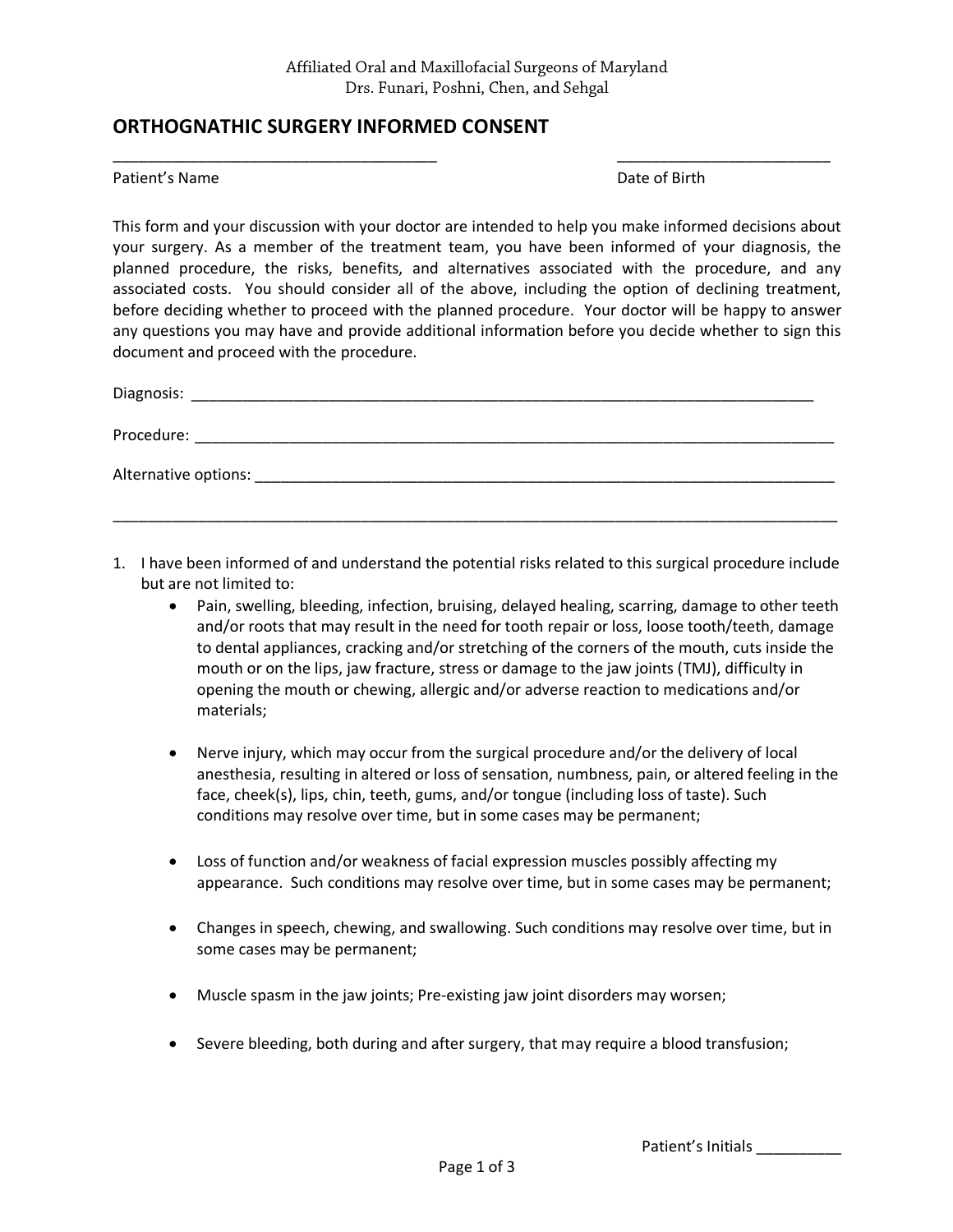Affiliated Oral and Maxillofacial Surgeons of Maryland
Drs. Funari, Poshni, Chen, and Sehgal

## ORTHOGNATHIC SURGERY INFORMED CONSENT

_____________________________________ &nbsp;&nbsp;&nbsp;&nbsp;&nbsp;&nbsp;&nbsp;&nbsp; ________________________

Patient's Name &nbsp;&nbsp;&nbsp;&nbsp;&nbsp;&nbsp;&nbsp;&nbsp; Date of Birth

This form and your discussion with your doctor are intended to help you make informed decisions about your surgery. As a member of the treatment team, you have been informed of your diagnosis, the planned procedure, the risks, benefits, and alternatives associated with the procedure, and any associated costs. You should consider all of the above, including the option of declining treatment, before deciding whether to proceed with the planned procedure. Your doctor will be happy to answer any questions you may have and provide additional information before you decide whether to sign this document and proceed with the procedure.

Diagnosis: ___________________________________________________________________________

Procedure: ____________________________________________________________________________

Alternative options: _____________________________________________________________________

______________________________________________________________________________________

1. I have been informed of and understand the potential risks related to this surgical procedure include but are not limited to:
   - Pain, swelling, bleeding, infection, bruising, delayed healing, scarring, damage to other teeth and/or roots that may result in the need for tooth repair or loss, loose tooth/teeth, damage to dental appliances, cracking and/or stretching of the corners of the mouth, cuts inside the mouth or on the lips, jaw fracture, stress or damage to the jaw joints (TMJ), difficulty in opening the mouth or chewing, allergic and/or adverse reaction to medications and/or materials;
   - Nerve injury, which may occur from the surgical procedure and/or the delivery of local anesthesia, resulting in altered or loss of sensation, numbness, pain, or altered feeling in the face, cheek(s), lips, chin, teeth, gums, and/or tongue (including loss of taste). Such conditions may resolve over time, but in some cases may be permanent;
   - Loss of function and/or weakness of facial expression muscles possibly affecting my appearance. Such conditions may resolve over time, but in some cases may be permanent;
   - Changes in speech, chewing, and swallowing. Such conditions may resolve over time, but in some cases may be permanent;
   - Muscle spasm in the jaw joints; Pre-existing jaw joint disorders may worsen;
   - Severe bleeding, both during and after surgery, that may require a blood transfusion;

Patient's Initials __________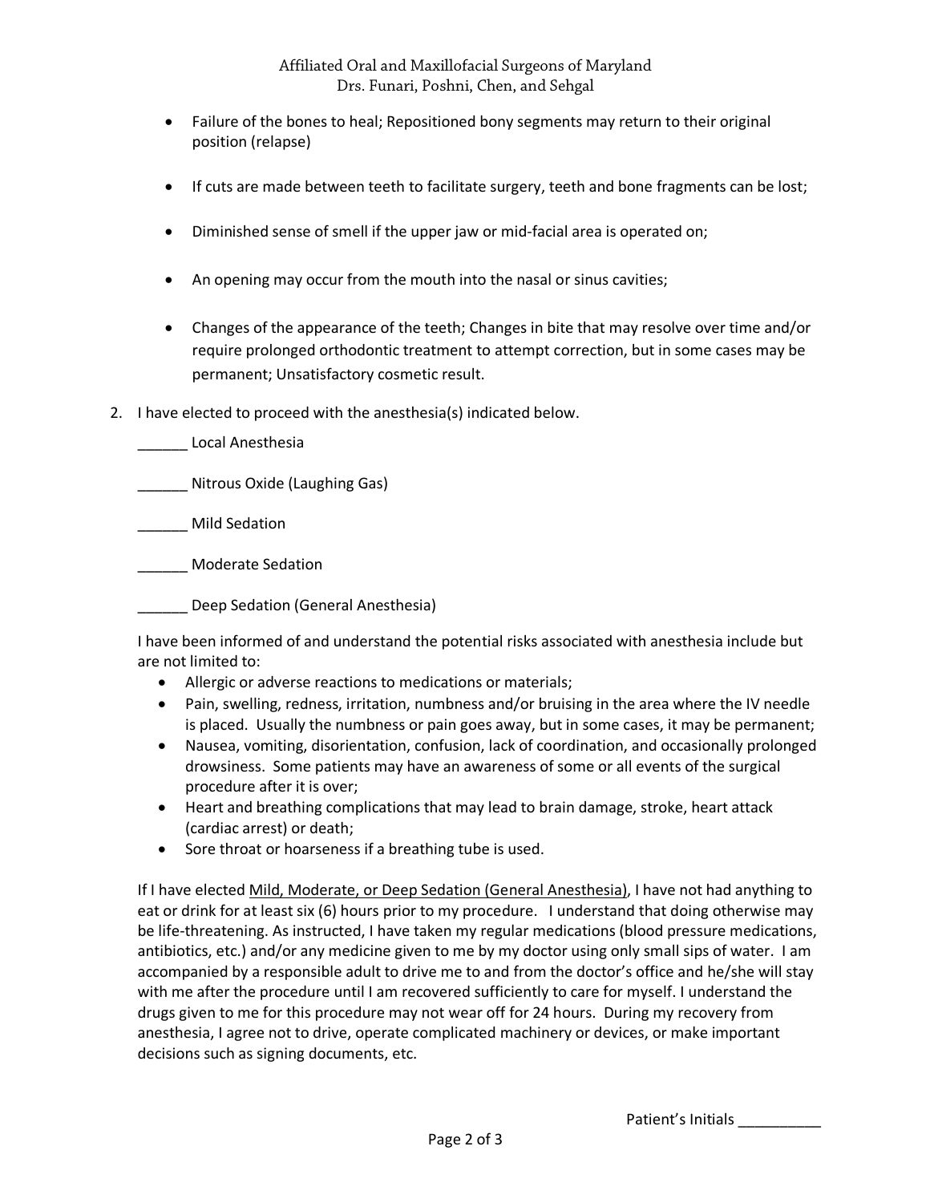- Failure of the bones to heal; Repositioned bony segments may return to their original position (relapse)

- If cuts are made between teeth to facilitate surgery, teeth and bone fragments can be lost;

- Diminished sense of smell if the upper jaw or mid-facial area is operated on;

- An opening may occur from the mouth into the nasal or sinus cavities;

- Changes of the appearance of the teeth; Changes in bite that may resolve over time and/or require prolonged orthodontic treatment to attempt correction, but in some cases may be permanent; Unsatisfactory cosmetic result.

2. I have elected to proceed with the anesthesia(s) indicated below.

   ______ Local Anesthesia

   ______ Nitrous Oxide (Laughing Gas)

   ______ Mild Sedation

   ______ Moderate Sedation

   ______ Deep Sedation (General Anesthesia)

   I have been informed of and understand the potential risks associated with anesthesia include but are not limited to:

   - Allergic or adverse reactions to medications or materials;
   - Pain, swelling, redness, irritation, numbness and/or bruising in the area where the IV needle is placed. Usually the numbness or pain goes away, but in some cases, it may be permanent;
   - Nausea, vomiting, disorientation, confusion, lack of coordination, and occasionally prolonged drowsiness. Some patients may have an awareness of some or all events of the surgical procedure after it is over;
   - Heart and breathing complications that may lead to brain damage, stroke, heart attack (cardiac arrest) or death;
   - Sore throat or hoarseness if a breathing tube is used.

   If I have elected <u>Mild, Moderate, or Deep Sedation (General Anesthesia)</u>, I have not had anything to eat or drink for at least six (6) hours prior to my procedure. I understand that doing otherwise may be life-threatening. As instructed, I have taken my regular medications (blood pressure medications, antibiotics, etc.) and/or any medicine given to me by my doctor using only small sips of water. I am accompanied by a responsible adult to drive me to and from the doctor's office and he/she will stay with me after the procedure until I am recovered sufficiently to care for myself. I understand the drugs given to me for this procedure may not wear off for 24 hours. During my recovery from anesthesia, I agree not to drive, operate complicated machinery or devices, or make important decisions such as signing documents, etc.

Patient's Initials __________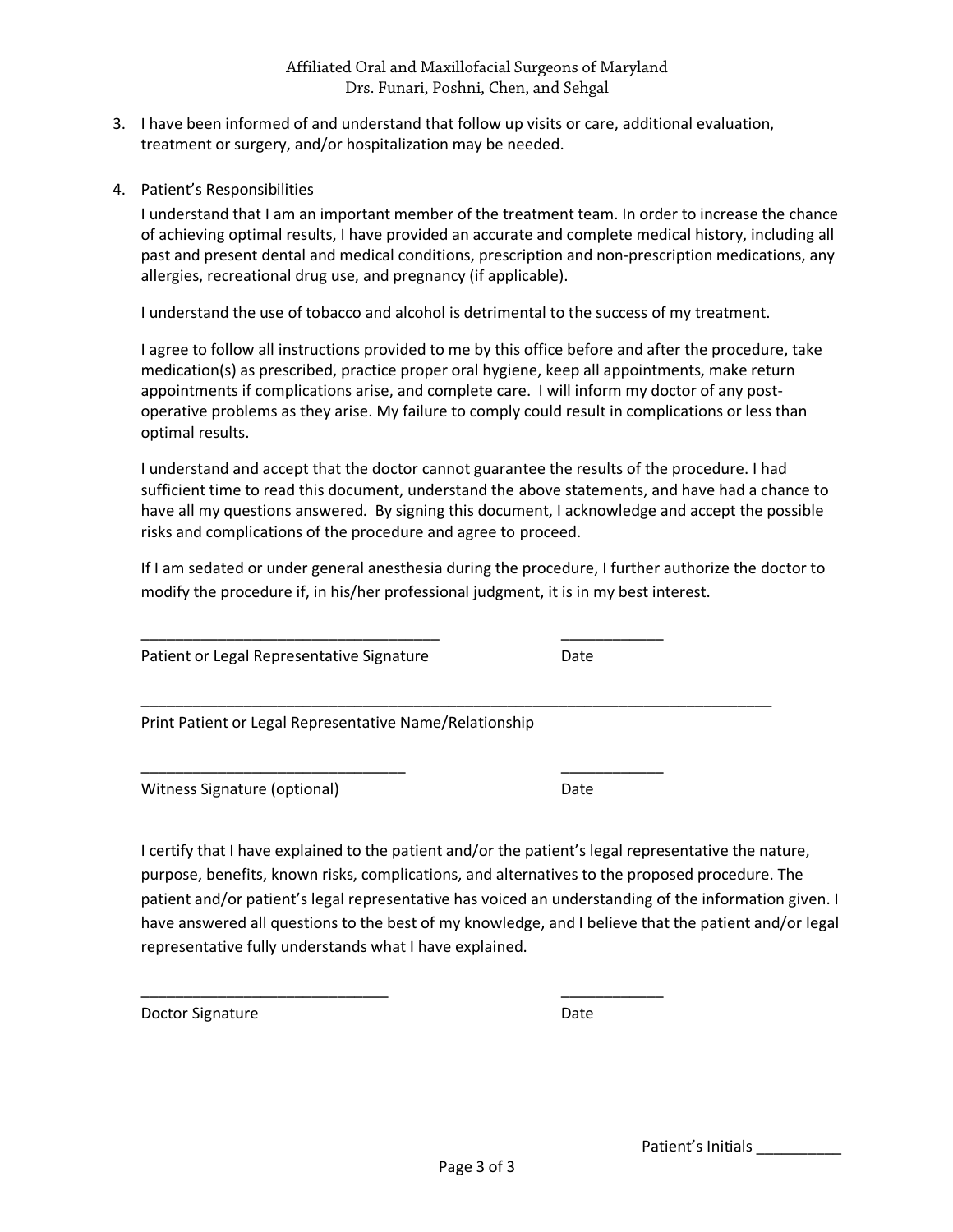3. I have been informed of and understand that follow up visits or care, additional evaluation, treatment or surgery, and/or hospitalization may be needed.

4. Patient's Responsibilities

   I understand that I am an important member of the treatment team. In order to increase the chance of achieving optimal results, I have provided an accurate and complete medical history, including all past and present dental and medical conditions, prescription and non-prescription medications, any allergies, recreational drug use, and pregnancy (if applicable).

   I understand the use of tobacco and alcohol is detrimental to the success of my treatment.

   I agree to follow all instructions provided to me by this office before and after the procedure, take medication(s) as prescribed, practice proper oral hygiene, keep all appointments, make return appointments if complications arise, and complete care. I will inform my doctor of any post-operative problems as they arise. My failure to comply could result in complications or less than optimal results.

   I understand and accept that the doctor cannot guarantee the results of the procedure. I had sufficient time to read this document, understand the above statements, and have had a chance to have all my questions answered. By signing this document, I acknowledge and accept the possible risks and complications of the procedure and agree to proceed.

   If I am sedated or under general anesthesia during the procedure, I further authorize the doctor to modify the procedure if, in his/her professional judgment, it is in my best interest.

___________________________________ ____________

Patient or Legal Representative Signature Date

___________________________________________________________________________

Print Patient or Legal Representative Name/Relationship

_______________________________ ____________

Witness Signature (optional) Date

I certify that I have explained to the patient and/or the patient's legal representative the nature, purpose, benefits, known risks, complications, and alternatives to the proposed procedure. The patient and/or patient's legal representative has voiced an understanding of the information given. I have answered all questions to the best of my knowledge, and I believe that the patient and/or legal representative fully understands what I have explained.

_____________________________ ____________

Doctor Signature Date

Patient's Initials __________